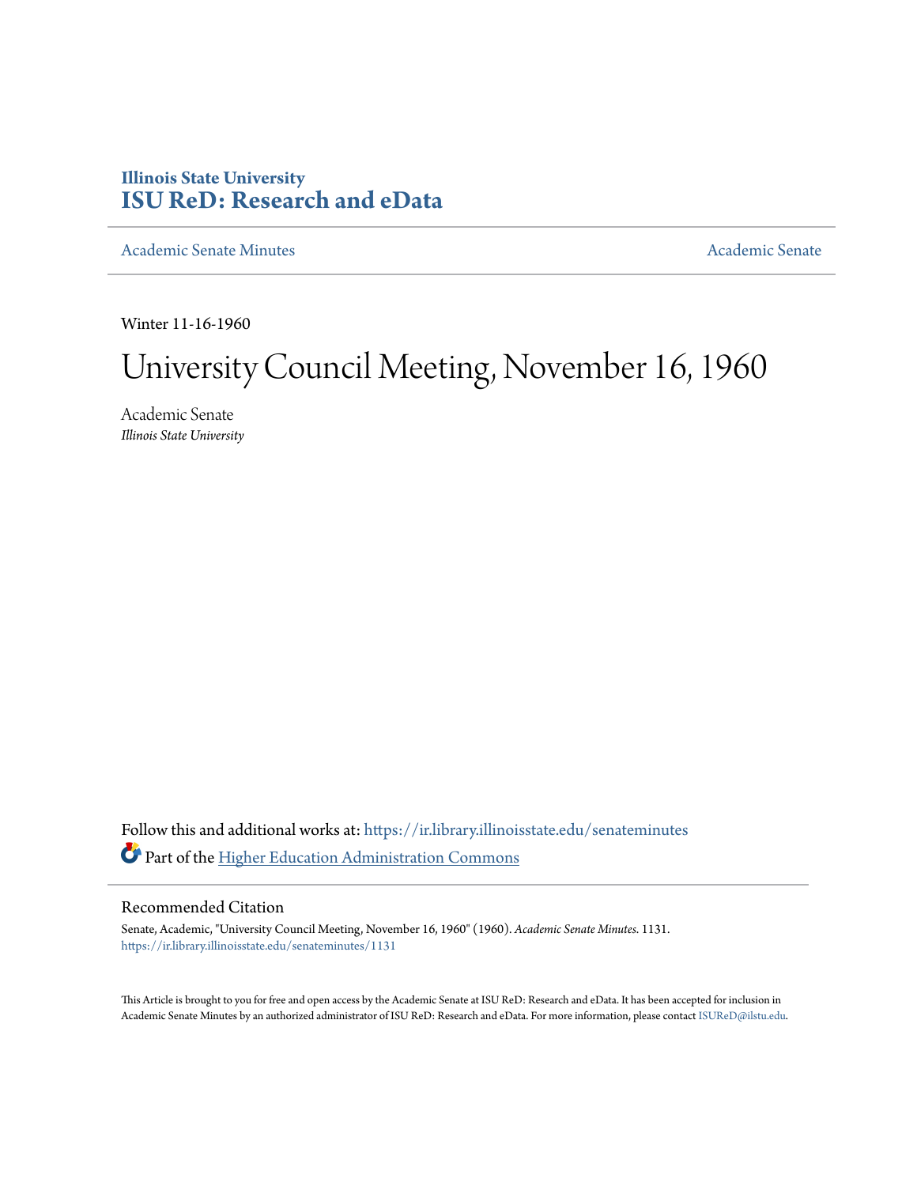**Illinois State University**
**ISU ReD: Research and eData**

Academic Senate Minutes | Academic Senate

Winter 11-16-1960

# University Council Meeting, November 16, 1960

Academic Senate
*Illinois State University*

Follow this and additional works at: https://ir.library.illinoisstate.edu/senateminutes

Part of the Higher Education Administration Commons

## Recommended Citation

Senate, Academic, "University Council Meeting, November 16, 1960" (1960). *Academic Senate Minutes*. 1131.
https://ir.library.illinoisstate.edu/senateminutes/1131

This Article is brought to you for free and open access by the Academic Senate at ISU ReD: Research and eData. It has been accepted for inclusion in Academic Senate Minutes by an authorized administrator of ISU ReD: Research and eData. For more information, please contact ISUReD@ilstu.edu.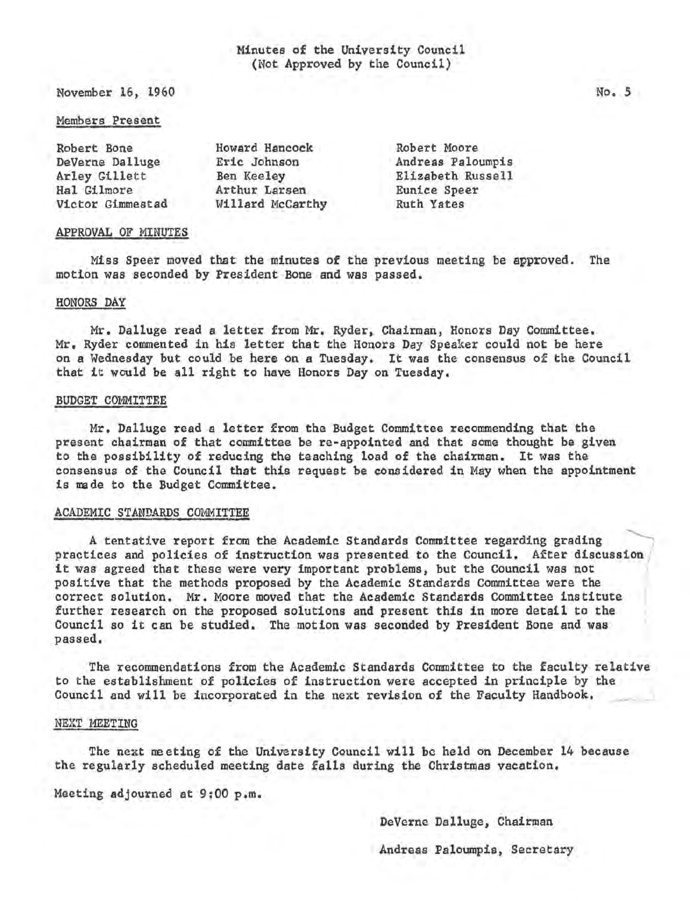# Minutes of the University Council
(Not Approved by the Council)

November 16, 1960 No. 5

Members Present

| | | |
|---|---|---|
| Robert Bone | Howard Hancock | Robert Moore |
| DeVerne Dalluge | Eric Johnson | Andreas Paloumpis |
| Arley Gillett | Ben Keeley | Elizabeth Russell |
| Hal Gilmore | Arthur Larsen | Eunice Speer |
| Victor Gimmestad | Willard McCarthy | Ruth Yates |

APPROVAL OF MINUTES

Miss Speer moved that the minutes of the previous meeting be approved. The motion was seconded by President Bone and was passed.

HONORS DAY

Mr. Dalluge read a letter from Mr. Ryder, Chairman, Honors Day Committee. Mr. Ryder commented in his letter that the Honors Day Speaker could not be here on a Wednesday but could be here on a Tuesday. It was the consensus of the Council that it would be all right to have Honors Day on Tuesday.

BUDGET COMMITTEE

Mr. Dalluge read a letter from the Budget Committee recommending that the present chairman of that committee be re-appointed and that some thought be given to the possibility of reducing the teaching load of the chairman. It was the consensus of the Council that this request be considered in May when the appointment is made to the Budget Committee.

ACADEMIC STANDARDS COMMITTEE

A tentative report from the Academic Standards Committee regarding grading practices and policies of instruction was presented to the Council. After discussion it was agreed that these were very important problems, but the Council was not positive that the methods proposed by the Academic Standards Committee were the correct solution. Mr. Moore moved that the Academic Standards Committee institute further research on the proposed solutions and present this in more detail to the Council so it can be studied. The motion was seconded by President Bone and was passed.

The recommendations from the Academic Standards Committee to the faculty relative to the establishment of policies of instruction were accepted in principle by the Council and will be incorporated in the next revision of the Faculty Handbook.

NEXT MEETING

The next meeting of the University Council will be held on December 14 because the regularly scheduled meeting date falls during the Christmas vacation.

Meeting adjourned at 9:00 p.m.

DeVerne Dalluge, Chairman

Andreas Paloumpis, Secretary